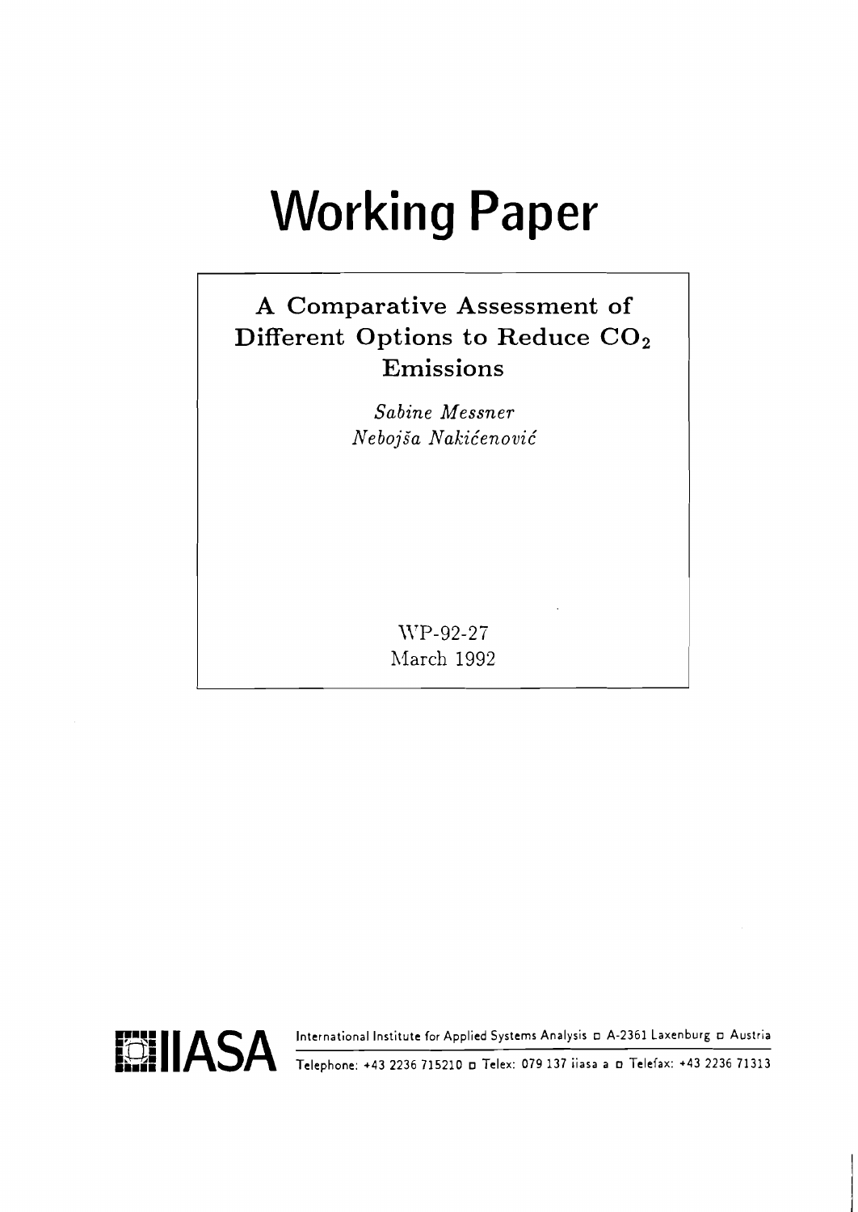# Working Paper

## A Comparative Assessment of Different Options to Reduce $CO_2$ Emissions

*Sabine Messner*
*Nebojša Nakićenović*

WP-92-27
March 1992

IIASA International Institute for Applied Systems Analysis □ A-2361 Laxenburg □ Austria
Telephone: +43 2236 715210 □ Telex: 079 137 iiasa a □ Telefax: +43 2236 71313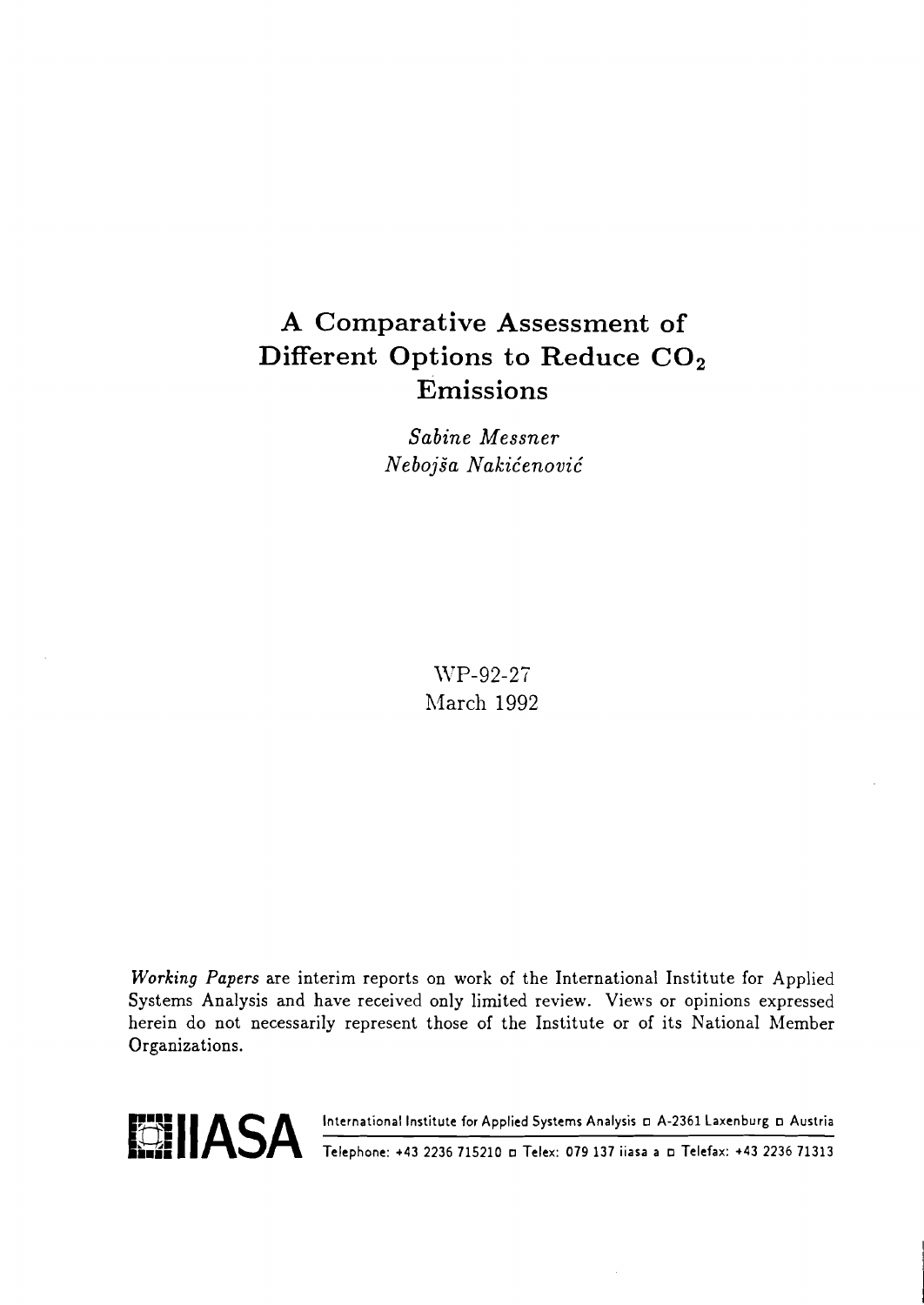# A Comparative Assessment of Different Options to Reduce $CO_2$ Emissions

*Sabine Messner*
*Nebojša Nakićenović*

WP-92-27
March 1992

*Working Papers* are interim reports on work of the International Institute for Applied Systems Analysis and have received only limited review. Views or opinions expressed herein do not necessarily represent those of the Institute or of its National Member Organizations.

IIASA International Institute for Applied Systems Analysis □ A-2361 Laxenburg □ Austria
Telephone: +43 2236 715210 □ Telex: 079 137 iiasa a □ Telefax: +43 2236 71313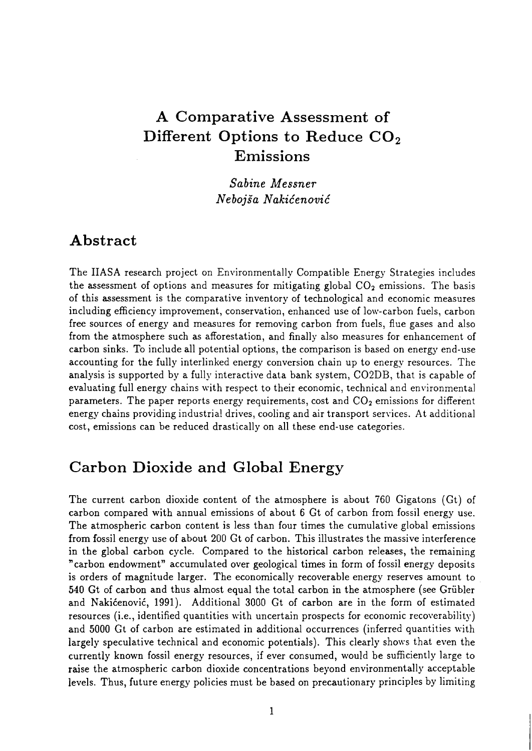# A Comparative Assessment of Different Options to Reduce $CO_2$ Emissions

*Sabine Messner*
*Nebojša Nakićenović*

## Abstract

The IIASA research project on Environmentally Compatible Energy Strategies includes the assessment of options and measures for mitigating global $CO_2$ emissions. The basis of this assessment is the comparative inventory of technological and economic measures including efficiency improvement, conservation, enhanced use of low-carbon fuels, carbon free sources of energy and measures for removing carbon from fuels, flue gases and also from the atmosphere such as afforestation, and finally also measures for enhancement of carbon sinks. To include all potential options, the comparison is based on energy end-use accounting for the fully interlinked energy conversion chain up to energy resources. The analysis is supported by a fully interactive data bank system, CO2DB, that is capable of evaluating full energy chains with respect to their economic, technical and environmental parameters. The paper reports energy requirements, cost and $CO_2$ emissions for different energy chains providing industrial drives, cooling and air transport services. At additional cost, emissions can be reduced drastically on all these end-use categories.

## Carbon Dioxide and Global Energy

The current carbon dioxide content of the atmosphere is about 760 Gigatons (Gt) of carbon compared with annual emissions of about 6 Gt of carbon from fossil energy use. The atmospheric carbon content is less than four times the cumulative global emissions from fossil energy use of about 200 Gt of carbon. This illustrates the massive interference in the global carbon cycle. Compared to the historical carbon releases, the remaining "carbon endowment" accumulated over geological times in form of fossil energy deposits is orders of magnitude larger. The economically recoverable energy reserves amount to 540 Gt of carbon and thus almost equal the total carbon in the atmosphere (see Grübler and Nakićenović, 1991). Additional 3000 Gt of carbon are in the form of estimated resources (i.e., identified quantities with uncertain prospects for economic recoverability) and 5000 Gt of carbon are estimated in additional occurrences (inferred quantities with largely speculative technical and economic potentials). This clearly shows that even the currently known fossil energy resources, if ever consumed, would be sufficiently large to raise the atmospheric carbon dioxide concentrations beyond environmentally acceptable levels. Thus, future energy policies must be based on precautionary principles by limiting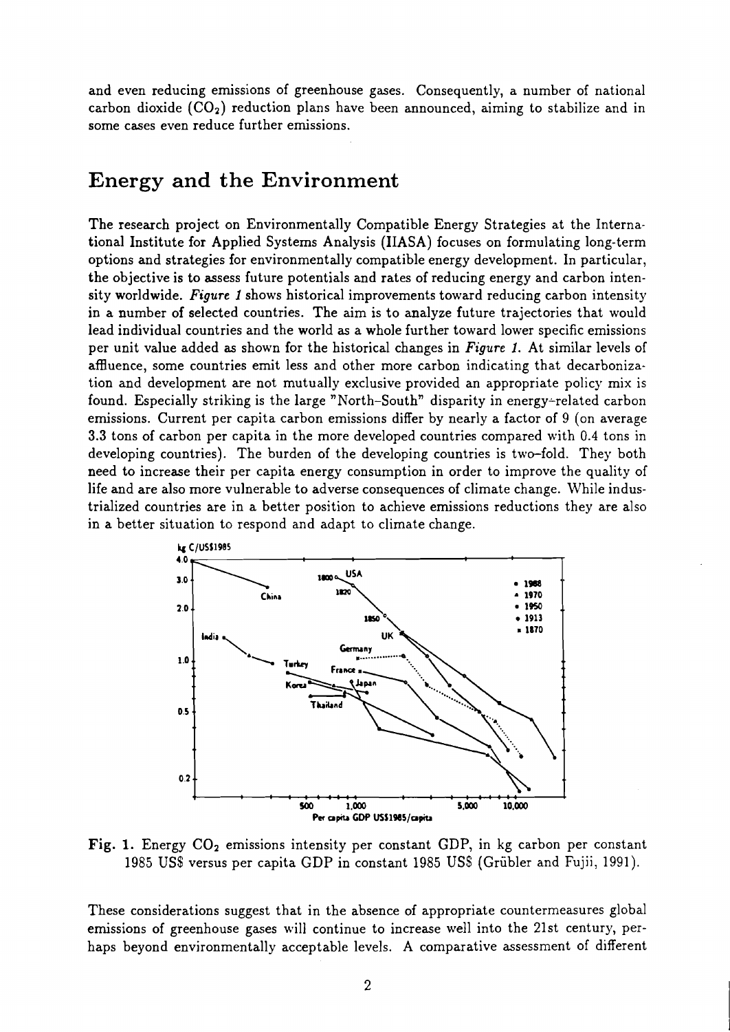and even reducing emissions of greenhouse gases. Consequently, a number of national carbon dioxide ($CO_2$) reduction plans have been announced, aiming to stabilize and in some cases even reduce further emissions.

## Energy and the Environment

The research project on Environmentally Compatible Energy Strategies at the International Institute for Applied Systems Analysis (IIASA) focuses on formulating long-term options and strategies for environmentally compatible energy development. In particular, the objective is to assess future potentials and rates of reducing energy and carbon intensity worldwide. *Figure 1* shows historical improvements toward reducing carbon intensity in a number of selected countries. The aim is to analyze future trajectories that would lead individual countries and the world as a whole further toward lower specific emissions per unit value added as shown for the historical changes in *Figure 1*. At similar levels of affluence, some countries emit less and other more carbon indicating that decarbonization and development are not mutually exclusive provided an appropriate policy mix is found. Especially striking is the large "North-South" disparity in energy-related carbon emissions. Current per capita carbon emissions differ by nearly a factor of 9 (on average 3.3 tons of carbon per capita in the more developed countries compared with 0.4 tons in developing countries). The burden of the developing countries is two-fold. They both need to increase their per capita energy consumption in order to improve the quality of life and are also more vulnerable to adverse consequences of climate change. While industrialized countries are in a better position to achieve emissions reductions they are also in a better situation to respond and adapt to climate change.

**Fig. 1.** Energy $CO_2$ emissions intensity per constant GDP, in kg carbon per constant 1985 US$ versus per capita GDP in constant 1985 US$ (Grübler and Fujii, 1991).

These considerations suggest that in the absence of appropriate countermeasures global emissions of greenhouse gases will continue to increase well into the 21st century, perhaps beyond environmentally acceptable levels. A comparative assessment of different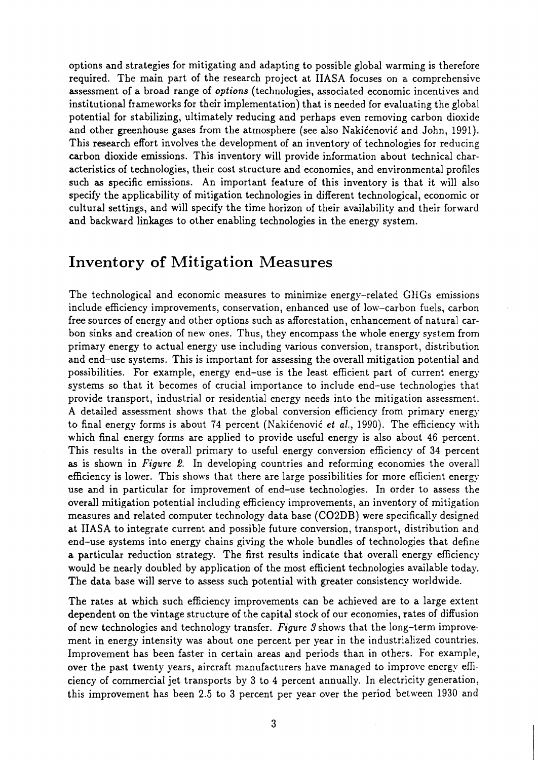options and strategies for mitigating and adapting to possible global warming is therefore required. The main part of the research project at IIASA focuses on a comprehensive assessment of a broad range of *options* (technologies, associated economic incentives and institutional frameworks for their implementation) that is needed for evaluating the global potential for stabilizing, ultimately reducing and perhaps even removing carbon dioxide and other greenhouse gases from the atmosphere (see also Nakićenović and John, 1991). This research effort involves the development of an inventory of technologies for reducing carbon dioxide emissions. This inventory will provide information about technical characteristics of technologies, their cost structure and economies, and environmental profiles such as specific emissions. An important feature of this inventory is that it will also specify the applicability of mitigation technologies in different technological, economic or cultural settings, and will specify the time horizon of their availability and their forward and backward linkages to other enabling technologies in the energy system.

# Inventory of Mitigation Measures

The technological and economic measures to minimize energy-related GHGs emissions include efficiency improvements, conservation, enhanced use of low-carbon fuels, carbon free sources of energy and other options such as afforestation, enhancement of natural carbon sinks and creation of new ones. Thus, they encompass the whole energy system from primary energy to actual energy use including various conversion, transport, distribution and end-use systems. This is important for assessing the overall mitigation potential and possibilities. For example, energy end-use is the least efficient part of current energy systems so that it becomes of crucial importance to include end-use technologies that provide transport, industrial or residential energy needs into the mitigation assessment. A detailed assessment shows that the global conversion efficiency from primary energy to final energy forms is about 74 percent (Nakićenović *et al.*, 1990). The efficiency with which final energy forms are applied to provide useful energy is also about 46 percent. This results in the overall primary to useful energy conversion efficiency of 34 percent as is shown in *Figure 2*. In developing countries and reforming economies the overall efficiency is lower. This shows that there are large possibilities for more efficient energy use and in particular for improvement of end-use technologies. In order to assess the overall mitigation potential including efficiency improvements, an inventory of mitigation measures and related computer technology data base (CO2DB) were specifically designed at IIASA to integrate current and possible future conversion, transport, distribution and end-use systems into energy chains giving the whole bundles of technologies that define a particular reduction strategy. The first results indicate that overall energy efficiency would be nearly doubled by application of the most efficient technologies available today. The data base will serve to assess such potential with greater consistency worldwide.

The rates at which such efficiency improvements can be achieved are to a large extent dependent on the vintage structure of the capital stock of our economies, rates of diffusion of new technologies and technology transfer. *Figure 3* shows that the long-term improvement in energy intensity was about one percent per year in the industrialized countries. Improvement has been faster in certain areas and periods than in others. For example, over the past twenty years, aircraft manufacturers have managed to improve energy efficiency of commercial jet transports by 3 to 4 percent annually. In electricity generation, this improvement has been 2.5 to 3 percent per year over the period between 1930 and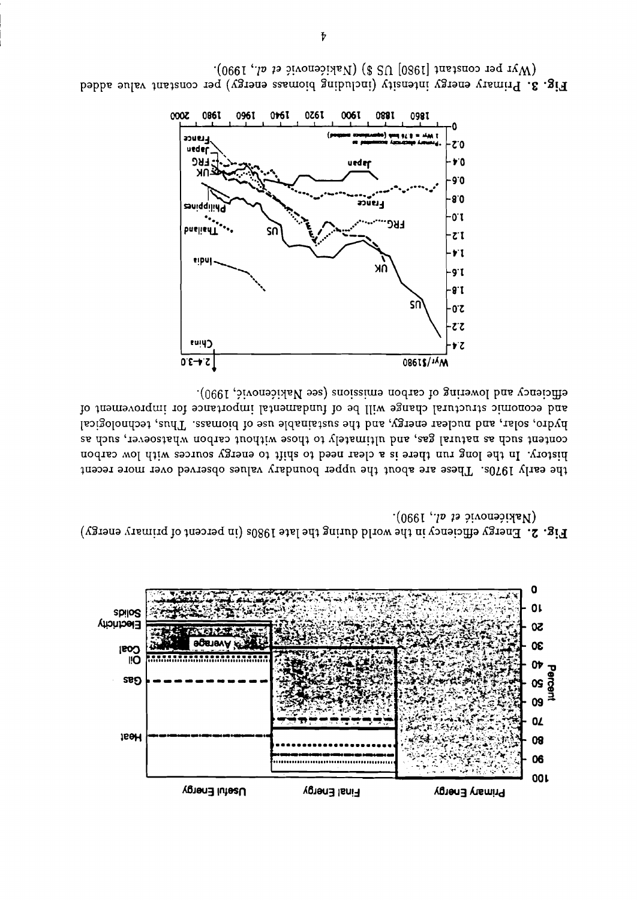Fig. 2. Energy efficiency in the world during the late 1980s (in percent of primary energy) (Nakićenović et al., 1990).

the early 1970s. These are about the upper boundary values observed over more recent history. In the long run there is a clear need to shift to energy sources with low carbon content such as natural gas, and ultimately to those without carbon whatsoever, such as hydro, solar, and nuclear energy, and the sustainable use of biomass. Thus, technological and economic structural change will be of fundamental importance for improvement of efficiency and lowering of carbon emissions (see Nakićenović, 1990).

Fig. 3. Primary energy intensity (including biomass energy) per constant value added (Wyr per constant [1980] US $) (Nakićenović et al., 1990).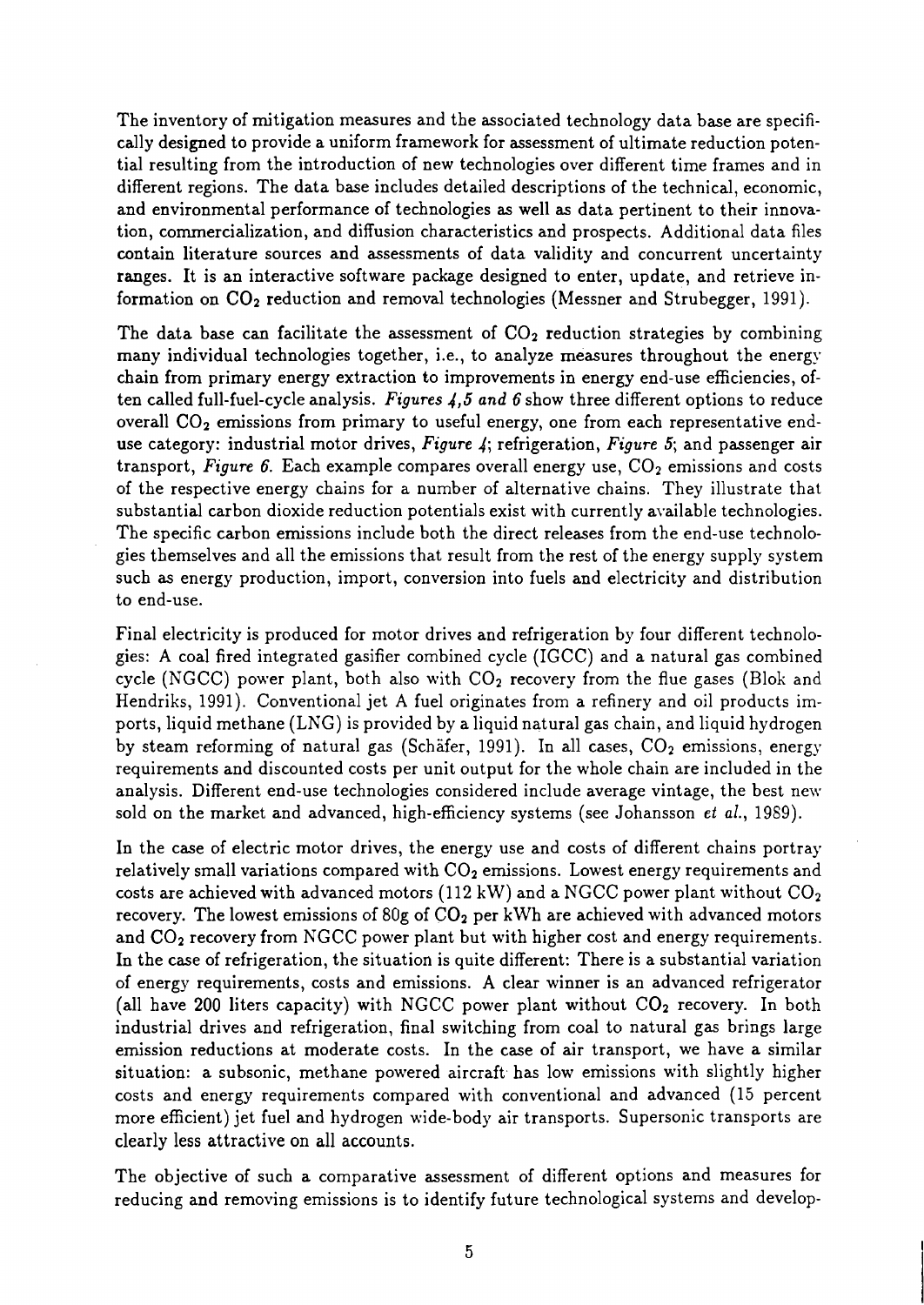The inventory of mitigation measures and the associated technology data base are specifically designed to provide a uniform framework for assessment of ultimate reduction potential resulting from the introduction of new technologies over different time frames and in different regions. The data base includes detailed descriptions of the technical, economic, and environmental performance of technologies as well as data pertinent to their innovation, commercialization, and diffusion characteristics and prospects. Additional data files contain literature sources and assessments of data validity and concurrent uncertainty ranges. It is an interactive software package designed to enter, update, and retrieve information on $CO_2$ reduction and removal technologies (Messner and Strubegger, 1991).

The data base can facilitate the assessment of $CO_2$ reduction strategies by combining many individual technologies together, i.e., to analyze measures throughout the energy chain from primary energy extraction to improvements in energy end-use efficiencies, often called full-fuel-cycle analysis. *Figures 4,5 and 6* show three different options to reduce overall $CO_2$ emissions from primary to useful energy, one from each representative end-use category: industrial motor drives, *Figure 4*; refrigeration, *Figure 5*; and passenger air transport, *Figure 6*. Each example compares overall energy use, $CO_2$ emissions and costs of the respective energy chains for a number of alternative chains. They illustrate that substantial carbon dioxide reduction potentials exist with currently available technologies. The specific carbon emissions include both the direct releases from the end-use technologies themselves and all the emissions that result from the rest of the energy supply system such as energy production, import, conversion into fuels and electricity and distribution to end-use.

Final electricity is produced for motor drives and refrigeration by four different technologies: A coal fired integrated gasifier combined cycle (IGCC) and a natural gas combined cycle (NGCC) power plant, both also with $CO_2$ recovery from the flue gases (Blok and Hendriks, 1991). Conventional jet A fuel originates from a refinery and oil products imports, liquid methane (LNG) is provided by a liquid natural gas chain, and liquid hydrogen by steam reforming of natural gas (Schäfer, 1991). In all cases, $CO_2$ emissions, energy requirements and discounted costs per unit output for the whole chain are included in the analysis. Different end-use technologies considered include average vintage, the best new sold on the market and advanced, high-efficiency systems (see Johansson *et al.*, 1989).

In the case of electric motor drives, the energy use and costs of different chains portray relatively small variations compared with $CO_2$ emissions. Lowest energy requirements and costs are achieved with advanced motors (112 kW) and a NGCC power plant without $CO_2$ recovery. The lowest emissions of 80g of $CO_2$ per kWh are achieved with advanced motors and $CO_2$ recovery from NGCC power plant but with higher cost and energy requirements. In the case of refrigeration, the situation is quite different: There is a substantial variation of energy requirements, costs and emissions. A clear winner is an advanced refrigerator (all have 200 liters capacity) with NGCC power plant without $CO_2$ recovery. In both industrial drives and refrigeration, final switching from coal to natural gas brings large emission reductions at moderate costs. In the case of air transport, we have a similar situation: a subsonic, methane powered aircraft has low emissions with slightly higher costs and energy requirements compared with conventional and advanced (15 percent more efficient) jet fuel and hydrogen wide-body air transports. Supersonic transports are clearly less attractive on all accounts.

The objective of such a comparative assessment of different options and measures for reducing and removing emissions is to identify future technological systems and develop-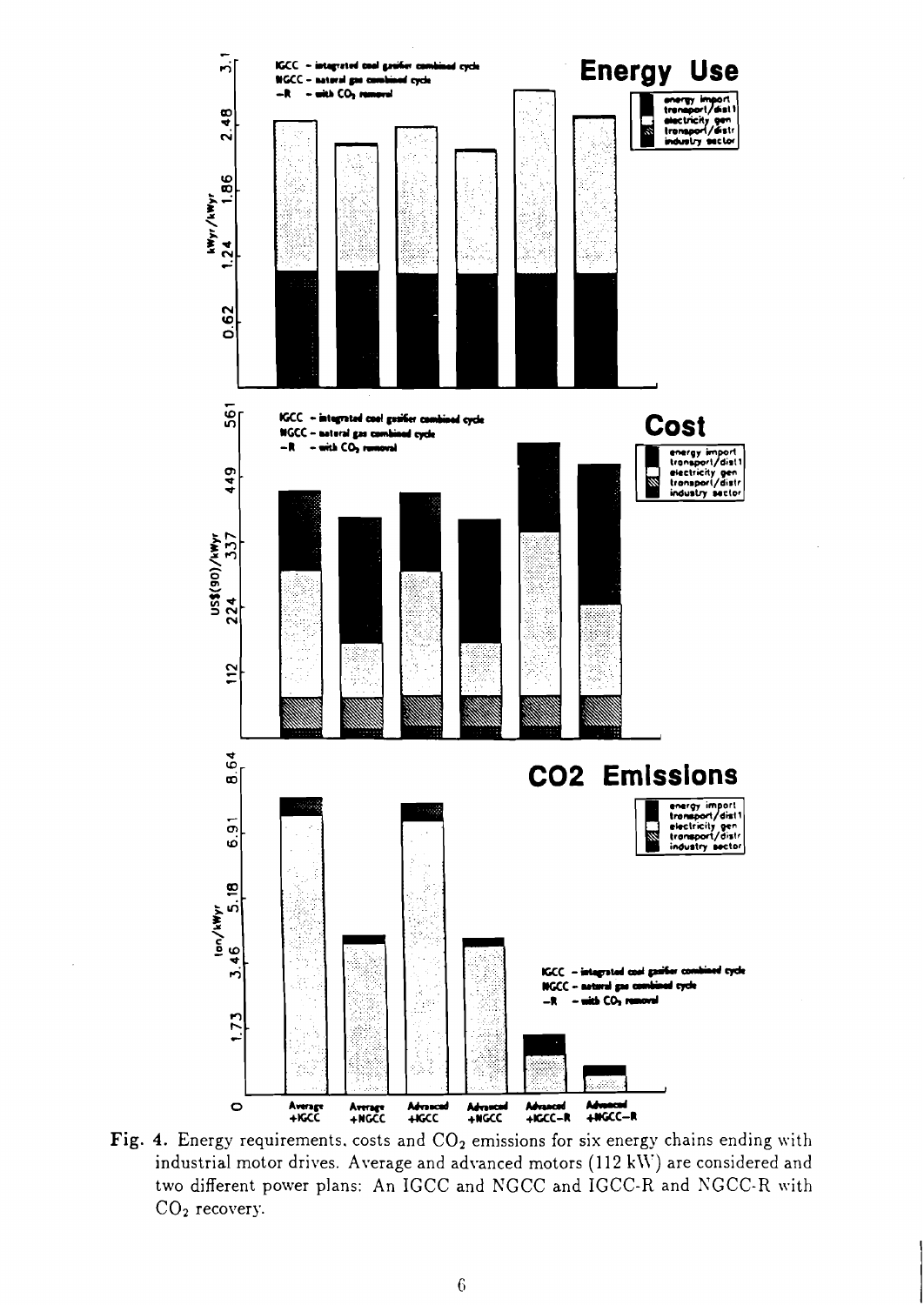Fig. 4. Energy requirements, costs and $CO_2$ emissions for six energy chains ending with industrial motor drives. Average and advanced motors (112 kW) are considered and two different power plans: An IGCC and NGCC and IGCC-R and NGCC-R with $CO_2$ recovery.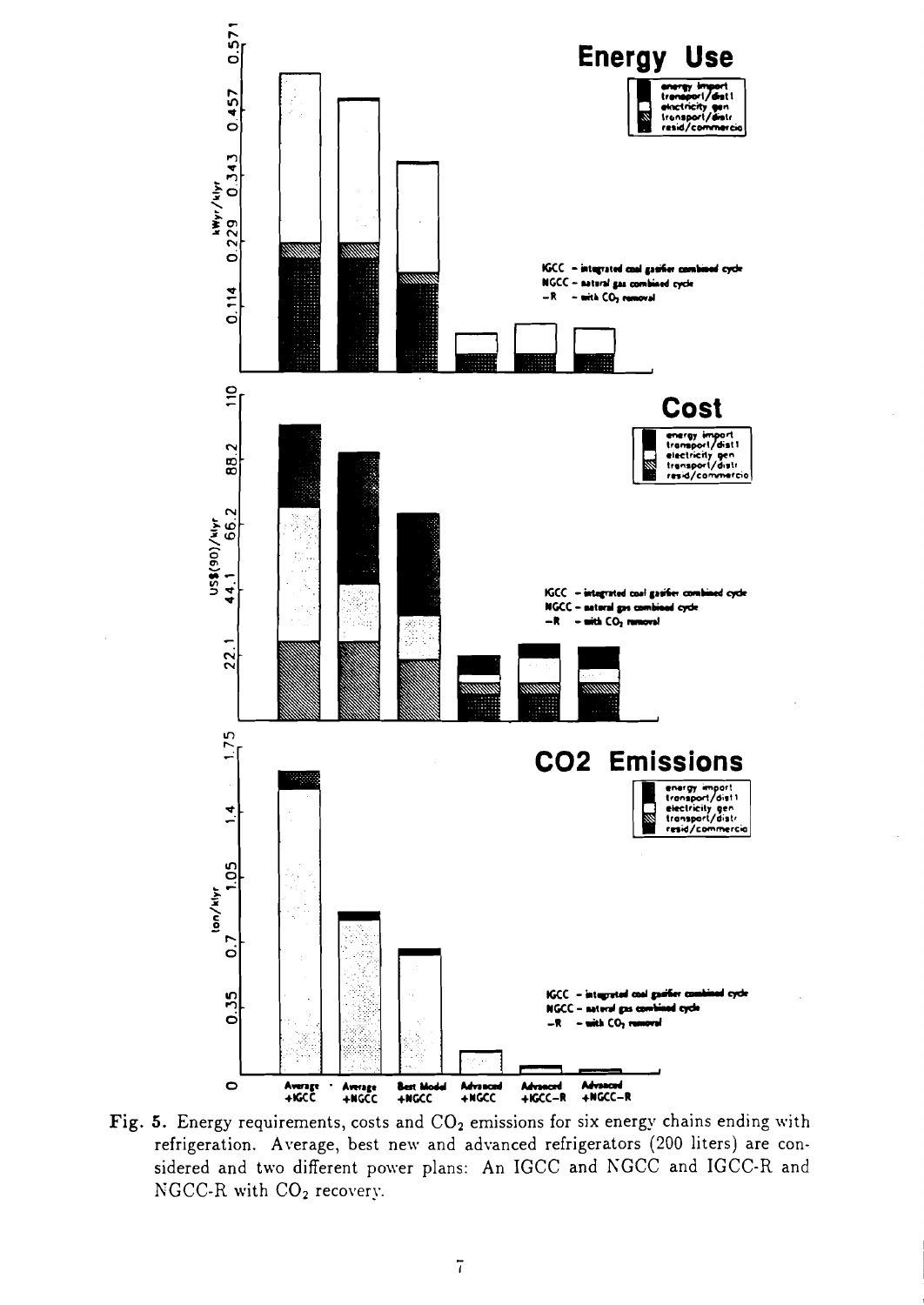Fig. 5. Energy requirements, costs and $CO_2$ emissions for six energy chains ending with refrigeration. Average, best new and advanced refrigerators (200 liters) are considered and two different power plans: An IGCC and NGCC and IGCC-R and NGCC-R with $CO_2$ recovery.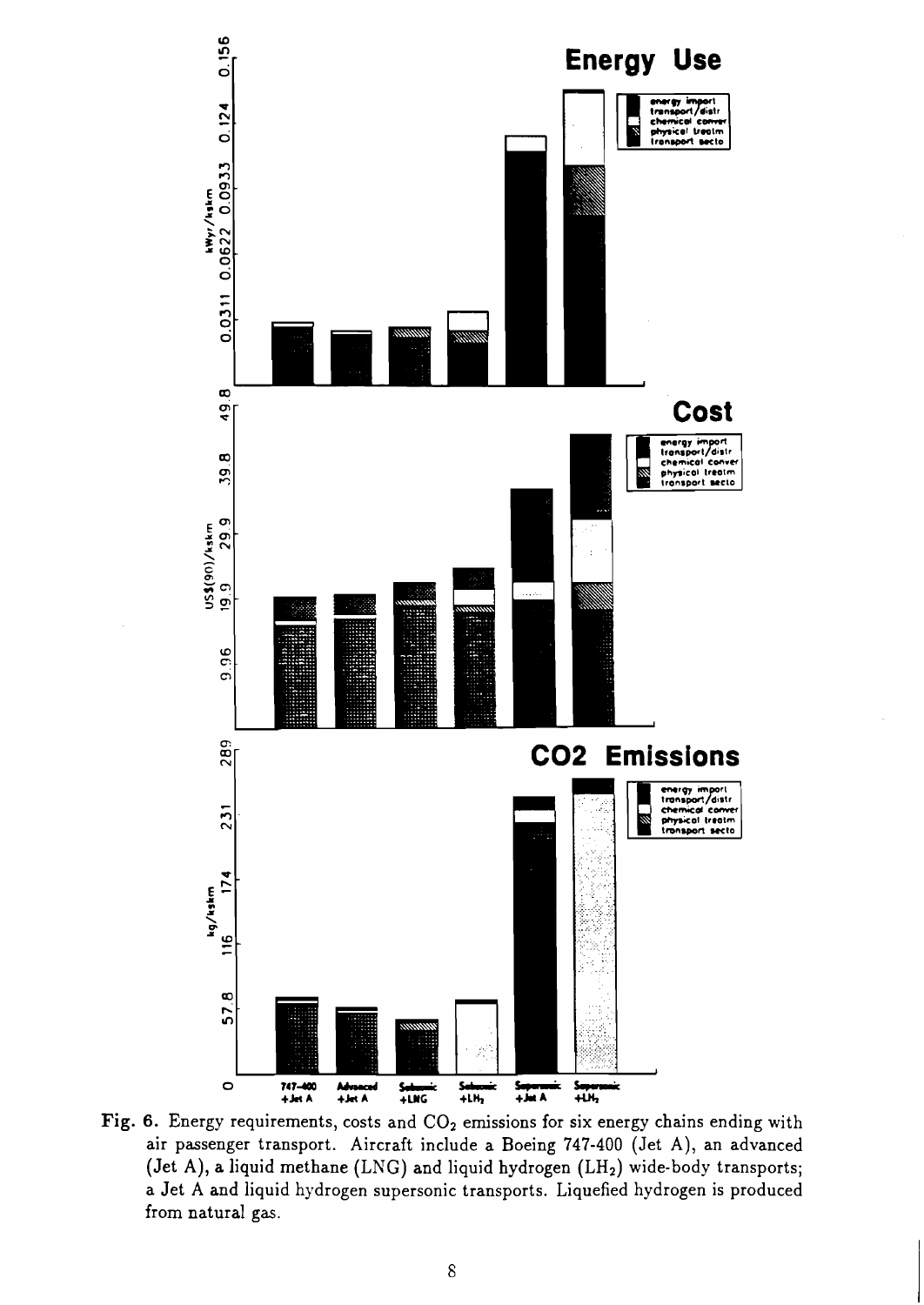**Fig. 6.** Energy requirements, costs and $CO_2$ emissions for six energy chains ending with air passenger transport. Aircraft include a Boeing 747-400 (Jet A), an advanced (Jet A), a liquid methane (LNG) and liquid hydrogen ($LH_2$) wide-body transports; a Jet A and liquid hydrogen supersonic transports. Liquefied hydrogen is produced from natural gas.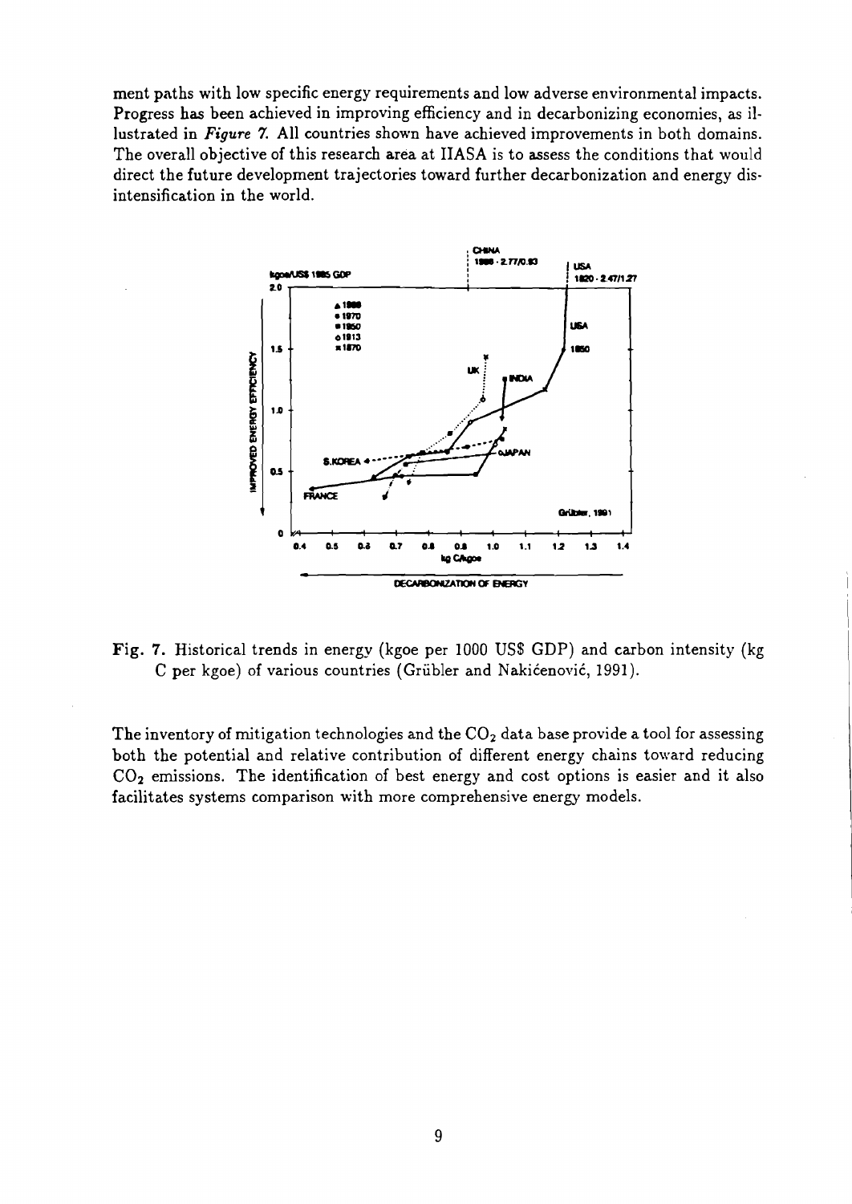ment paths with low specific energy requirements and low adverse environmental impacts. Progress has been achieved in improving efficiency and in decarbonizing economies, as illustrated in *Figure 7.* All countries shown have achieved improvements in both domains. The overall objective of this research area at IIASA is to assess the conditions that would direct the future development trajectories toward further decarbonization and energy disintensification in the world.

**Fig. 7.** Historical trends in energy (kgoe per 1000 US$ GDP) and carbon intensity (kg C per kgoe) of various countries (Grübler and Nakićenović, 1991).

The inventory of mitigation technologies and the $CO_2$ data base provide a tool for assessing both the potential and relative contribution of different energy chains toward reducing $CO_2$ emissions. The identification of best energy and cost options is easier and it also facilitates systems comparison with more comprehensive energy models.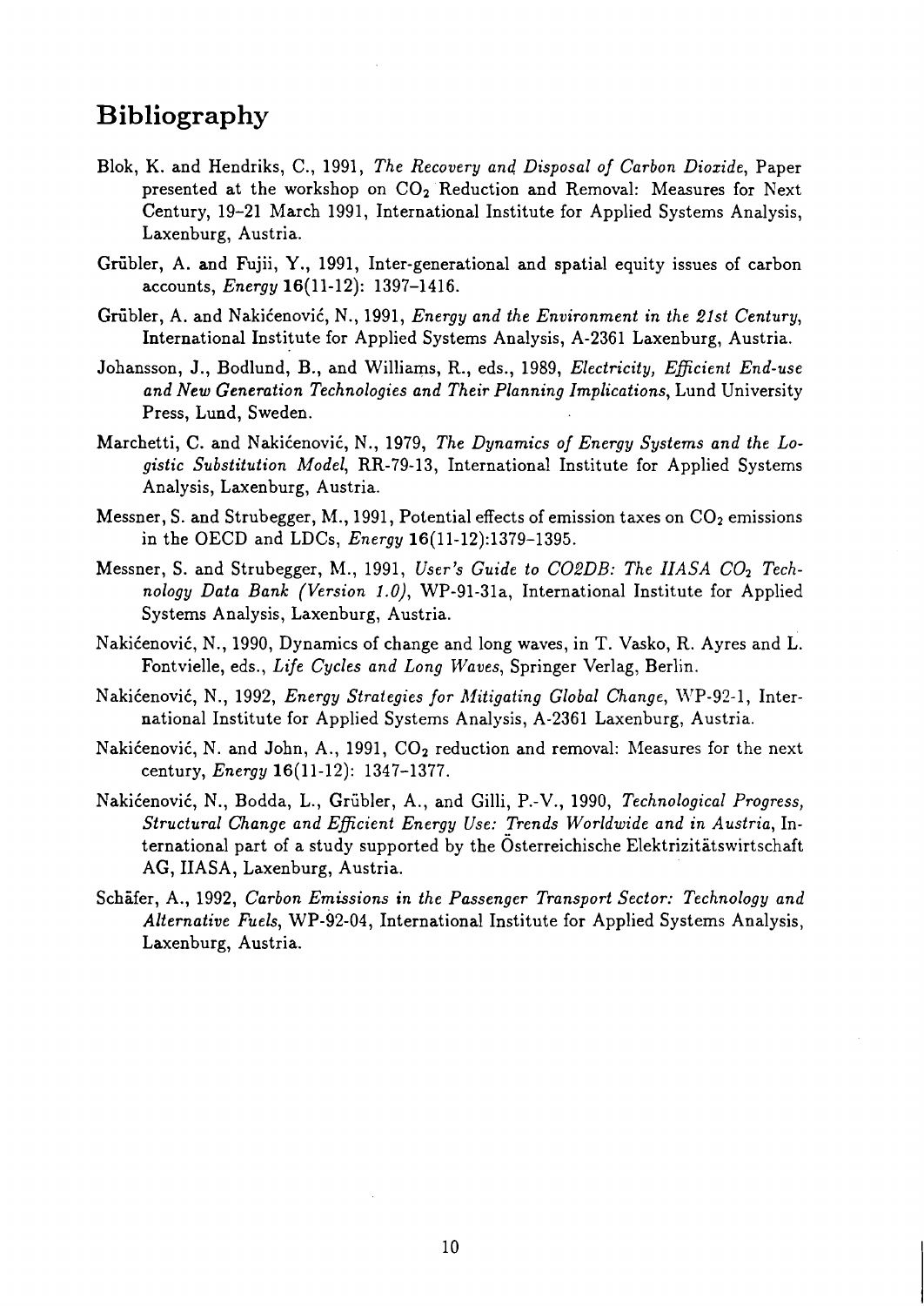## Bibliography

Blok, K. and Hendriks, C., 1991, *The Recovery and Disposal of Carbon Dioxide*, Paper presented at the workshop on $CO_2$ Reduction and Removal: Measures for Next Century, 19–21 March 1991, International Institute for Applied Systems Analysis, Laxenburg, Austria.

Grübler, A. and Fujii, Y., 1991, Inter-generational and spatial equity issues of carbon accounts, *Energy* **16**(11-12): 1397–1416.

Grübler, A. and Nakićenović, N., 1991, *Energy and the Environment in the 21st Century*, International Institute for Applied Systems Analysis, A-2361 Laxenburg, Austria.

Johansson, J., Bodlund, B., and Williams, R., eds., 1989, *Electricity, Efficient End-use and New Generation Technologies and Their Planning Implications*, Lund University Press, Lund, Sweden.

Marchetti, C. and Nakićenović, N., 1979, *The Dynamics of Energy Systems and the Logistic Substitution Model*, RR-79-13, International Institute for Applied Systems Analysis, Laxenburg, Austria.

Messner, S. and Strubegger, M., 1991, Potential effects of emission taxes on $CO_2$ emissions in the OECD and LDCs, *Energy* **16**(11-12):1379–1395.

Messner, S. and Strubegger, M., 1991, *User's Guide to CO2DB: The IIASA $CO_2$ Technology Data Bank (Version 1.0)*, WP-91-31a, International Institute for Applied Systems Analysis, Laxenburg, Austria.

Nakićenović, N., 1990, Dynamics of change and long waves, in T. Vasko, R. Ayres and L. Fontvielle, eds., *Life Cycles and Long Waves*, Springer Verlag, Berlin.

Nakićenović, N., 1992, *Energy Strategies for Mitigating Global Change*, WP-92-1, International Institute for Applied Systems Analysis, A-2361 Laxenburg, Austria.

Nakićenović, N. and John, A., 1991, $CO_2$ reduction and removal: Measures for the next century, *Energy* **16**(11-12): 1347–1377.

Nakićenović, N., Bodda, L., Grübler, A., and Gilli, P.-V., 1990, *Technological Progress, Structural Change and Efficient Energy Use: Trends Worldwide and in Austria*, International part of a study supported by the Österreichische Elektrizitätswirtschaft AG, IIASA, Laxenburg, Austria.

Schäfer, A., 1992, *Carbon Emissions in the Passenger Transport Sector: Technology and Alternative Fuels*, WP-92-04, International Institute for Applied Systems Analysis, Laxenburg, Austria.